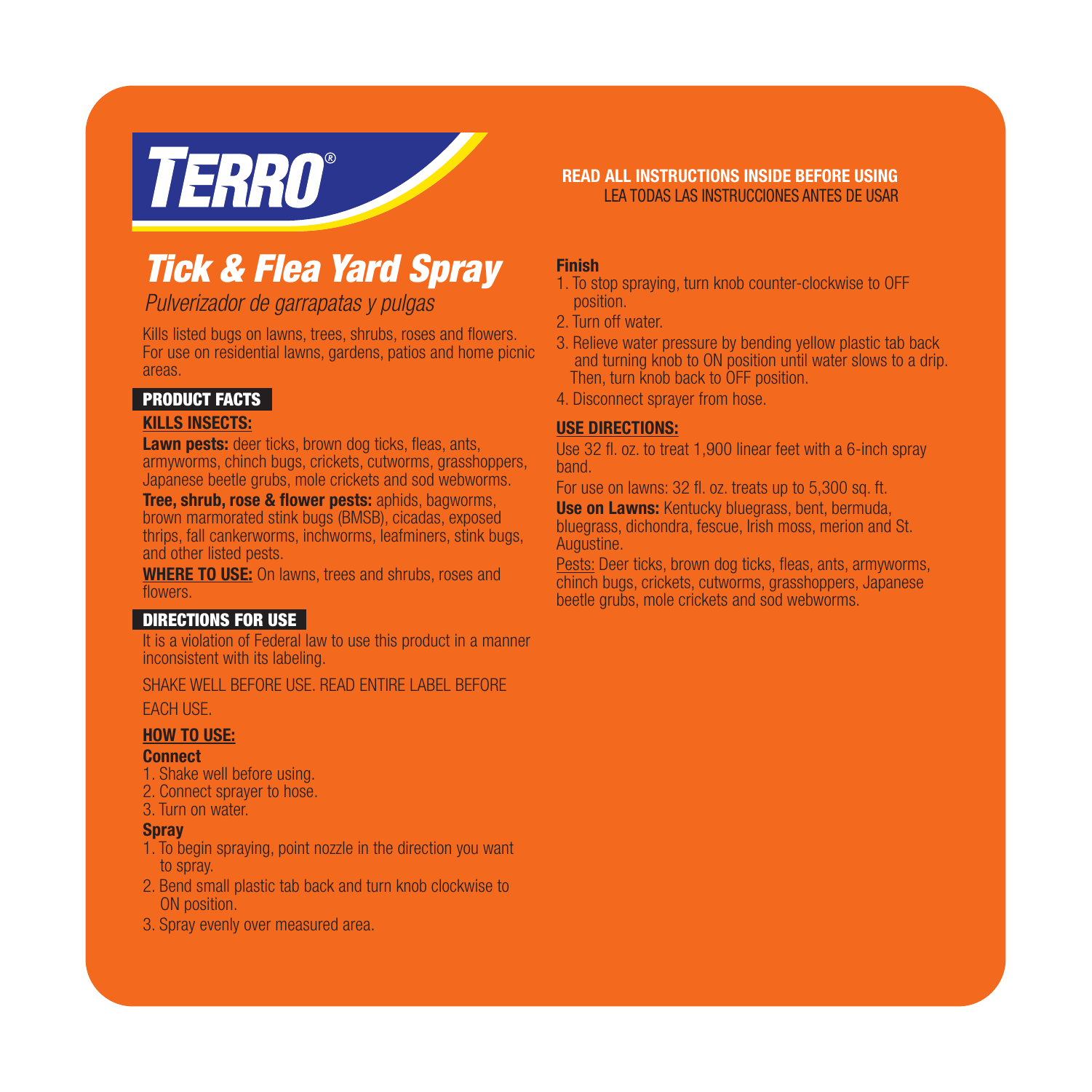# TERRO®

## *Tick & Flea Yard Spray*

*Pulverizador de garrapatas y pulgas*

Kills listed bugs on lawns, trees, shrubs, roses and flowers. For use on residential lawns, gardens, patios and home picnic areas.

### PRODUCT FACTS

**KILLS INSECTS:**

**Lawn pests:** deer ticks, brown dog ticks, fleas, ants, armyworms, chinch bugs, crickets, cutworms, grasshoppers, Japanese beetle grubs, mole crickets and sod webworms.

**Tree, shrub, rose & flower pests:** aphids, bagworms, brown marmorated stink bugs (BMSB), cicadas, exposed thrips, fall cankerworms, inchworms, leafminers, stink bugs, and other listed pests.

**WHERE TO USE:** On lawns, trees and shrubs, roses and flowers.

### DIRECTIONS FOR USE

It is a violation of Federal law to use this product in a manner inconsistent with its labeling.

SHAKE WELL BEFORE USE. READ ENTIRE LABEL BEFORE EACH USE.

**HOW TO USE:**

**Connect**

1. Shake well before using.
2. Connect sprayer to hose.
3. Turn on water.

**Spray**

1. To begin spraying, point nozzle in the direction you want to spray.
2. Bend small plastic tab back and turn knob clockwise to ON position.
3. Spray evenly over measured area.

**READ ALL INSTRUCTIONS INSIDE BEFORE USING**
LEA TODAS LAS INSTRUCCIONES ANTES DE USAR

**Finish**

1. To stop spraying, turn knob counter-clockwise to OFF position.
2. Turn off water.
3. Relieve water pressure by bending yellow plastic tab back and turning knob to ON position until water slows to a drip. Then, turn knob back to OFF position.
4. Disconnect sprayer from hose.

**USE DIRECTIONS:**

Use 32 fl. oz. to treat 1,900 linear feet with a 6-inch spray band.

For use on lawns: 32 fl. oz. treats up to 5,300 sq. ft.

**Use on Lawns:** Kentucky bluegrass, bent, bermuda, bluegrass, dichondra, fescue, Irish moss, merion and St. Augustine.

Pests: Deer ticks, brown dog ticks, fleas, ants, armyworms, chinch bugs, crickets, cutworms, grasshoppers, Japanese beetle grubs, mole crickets and sod webworms.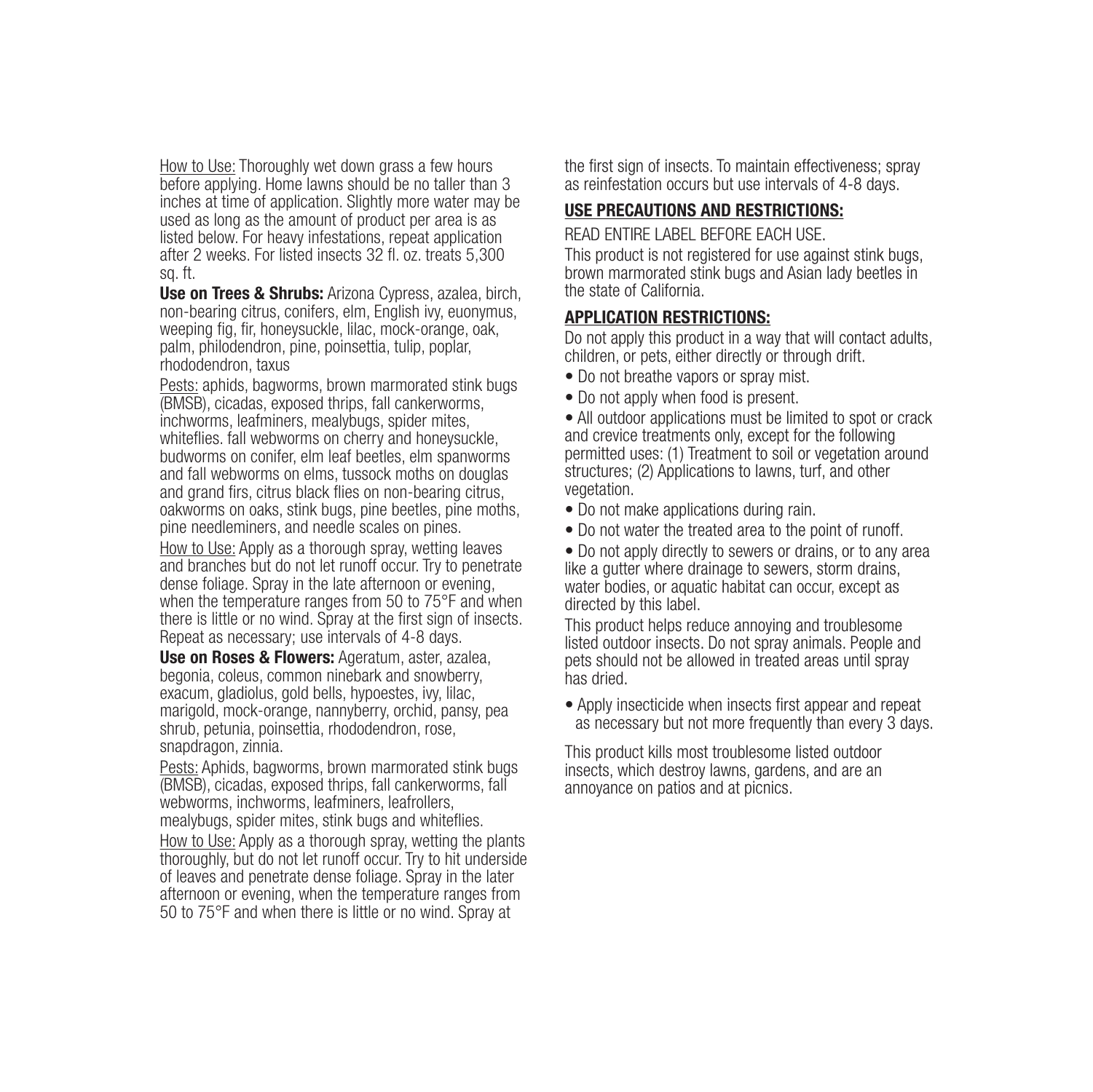How to Use: Thoroughly wet down grass a few hours before applying. Home lawns should be no taller than 3 inches at time of application. Slightly more water may be used as long as the amount of product per area is as listed below. For heavy infestations, repeat application after 2 weeks. For listed insects 32 fl. oz. treats 5,300 sq. ft.

**Use on Trees & Shrubs:** Arizona Cypress, azalea, birch, non-bearing citrus, conifers, elm, English ivy, euonymus, weeping fig, fir, honeysuckle, lilac, mock-orange, oak, palm, philodendron, pine, poinsettia, tulip, poplar, rhododendron, taxus

Pests: aphids, bagworms, brown marmorated stink bugs (BMSB), cicadas, exposed thrips, fall cankerworms, inchworms, leafminers, mealybugs, spider mites, whiteflies. fall webworms on cherry and honeysuckle, budworms on conifer, elm leaf beetles, elm spanworms and fall webworms on elms, tussock moths on douglas and grand firs, citrus black flies on non-bearing citrus, oakworms on oaks, stink bugs, pine beetles, pine moths, pine needleminers, and needle scales on pines.

How to Use: Apply as a thorough spray, wetting leaves and branches but do not let runoff occur. Try to penetrate dense foliage. Spray in the late afternoon or evening, when the temperature ranges from 50 to 75°F and when there is little or no wind. Spray at the first sign of insects. Repeat as necessary; use intervals of 4-8 days.

**Use on Roses & Flowers:** Ageratum, aster, azalea, begonia, coleus, common ninebark and snowberry, exacum, gladiolus, gold bells, hypoestes, ivy, lilac, marigold, mock-orange, nannyberry, orchid, pansy, pea shrub, petunia, poinsettia, rhododendron, rose, snapdragon, zinnia.

Pests: Aphids, bagworms, brown marmorated stink bugs (BMSB), cicadas, exposed thrips, fall cankerworms, fall webworms, inchworms, leafminers, leafrollers, mealybugs, spider mites, stink bugs and whiteflies.

How to Use: Apply as a thorough spray, wetting the plants thoroughly, but do not let runoff occur. Try to hit underside of leaves and penetrate dense foliage. Spray in the later afternoon or evening, when the temperature ranges from 50 to 75°F and when there is little or no wind. Spray at the first sign of insects. To maintain effectiveness; spray as reinfestation occurs but use intervals of 4-8 days.

## USE PRECAUTIONS AND RESTRICTIONS:

READ ENTIRE LABEL BEFORE EACH USE.

This product is not registered for use against stink bugs, brown marmorated stink bugs and Asian lady beetles in the state of California.

## APPLICATION RESTRICTIONS:

Do not apply this product in a way that will contact adults, children, or pets, either directly or through drift.

- Do not breathe vapors or spray mist.
- Do not apply when food is present.
- All outdoor applications must be limited to spot or crack and crevice treatments only, except for the following permitted uses: (1) Treatment to soil or vegetation around structures; (2) Applications to lawns, turf, and other vegetation.
- Do not make applications during rain.
- Do not water the treated area to the point of runoff.
- Do not apply directly to sewers or drains, or to any area like a gutter where drainage to sewers, storm drains, water bodies, or aquatic habitat can occur, except as directed by this label.

This product helps reduce annoying and troublesome listed outdoor insects. Do not spray animals. People and pets should not be allowed in treated areas until spray has dried.

- Apply insecticide when insects first appear and repeat as necessary but not more frequently than every 3 days.

This product kills most troublesome listed outdoor insects, which destroy lawns, gardens, and are an annoyance on patios and at picnics.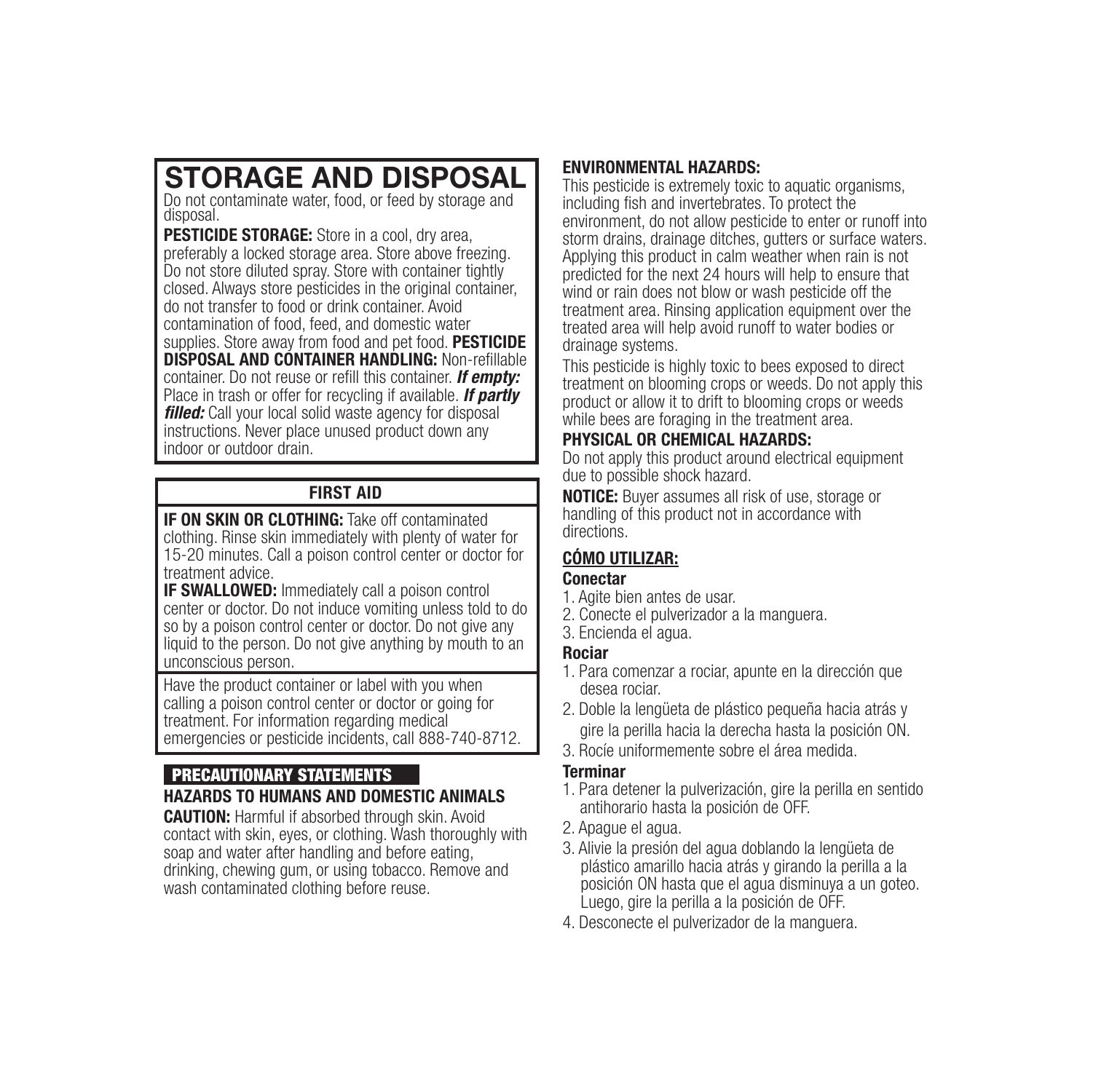# STORAGE AND DISPOSAL

Do not contaminate water, food, or feed by storage and disposal.

**PESTICIDE STORAGE:** Store in a cool, dry area, preferably a locked storage area. Store above freezing. Do not store diluted spray. Store with container tightly closed. Always store pesticides in the original container, do not transfer to food or drink container. Avoid contamination of food, feed, and domestic water supplies. Store away from food and pet food. **PESTICIDE DISPOSAL AND CONTAINER HANDLING:** Non-refillable container. Do not reuse or refill this container. ***If empty:*** Place in trash or offer for recycling if available. ***If partly filled:*** Call your local solid waste agency for disposal instructions. Never place unused product down any indoor or outdoor drain.

## FIRST AID

**IF ON SKIN OR CLOTHING:** Take off contaminated clothing. Rinse skin immediately with plenty of water for 15-20 minutes. Call a poison control center or doctor for treatment advice.

**IF SWALLOWED:** Immediately call a poison control center or doctor. Do not induce vomiting unless told to do so by a poison control center or doctor. Do not give any liquid to the person. Do not give anything by mouth to an unconscious person.

Have the product container or label with you when calling a poison control center or doctor or going for treatment. For information regarding medical emergencies or pesticide incidents, call 888-740-8712.

## PRECAUTIONARY STATEMENTS

### HAZARDS TO HUMANS AND DOMESTIC ANIMALS

**CAUTION:** Harmful if absorbed through skin. Avoid contact with skin, eyes, or clothing. Wash thoroughly with soap and water after handling and before eating, drinking, chewing gum, or using tobacco. Remove and wash contaminated clothing before reuse.

### ENVIRONMENTAL HAZARDS:

This pesticide is extremely toxic to aquatic organisms, including fish and invertebrates. To protect the environment, do not allow pesticide to enter or runoff into storm drains, drainage ditches, gutters or surface waters. Applying this product in calm weather when rain is not predicted for the next 24 hours will help to ensure that wind or rain does not blow or wash pesticide off the treatment area. Rinsing application equipment over the treated area will help avoid runoff to water bodies or drainage systems.

This pesticide is highly toxic to bees exposed to direct treatment on blooming crops or weeds. Do not apply this product or allow it to drift to blooming crops or weeds while bees are foraging in the treatment area.

### PHYSICAL OR CHEMICAL HAZARDS:

Do not apply this product around electrical equipment due to possible shock hazard.

**NOTICE:** Buyer assumes all risk of use, storage or handling of this product not in accordance with directions.

## CÓMO UTILIZAR:

### Conectar

1. Agite bien antes de usar.
2. Conecte el pulverizador a la manguera.
3. Encienda el agua.

### Rociar

1. Para comenzar a rociar, apunte en la dirección que desea rociar.
2. Doble la lengüeta de plástico pequeña hacia atrás y gire la perilla hacia la derecha hasta la posición ON.
3. Rocíe uniformemente sobre el área medida.

### Terminar

1. Para detener la pulverización, gire la perilla en sentido antihorario hasta la posición de OFF.
2. Apague el agua.
3. Alivie la presión del agua doblando la lengüeta de plástico amarillo hacia atrás y girando la perilla a la posición ON hasta que el agua disminuya a un goteo. Luego, gire la perilla a la posición de OFF.
4. Desconecte el pulverizador de la manguera.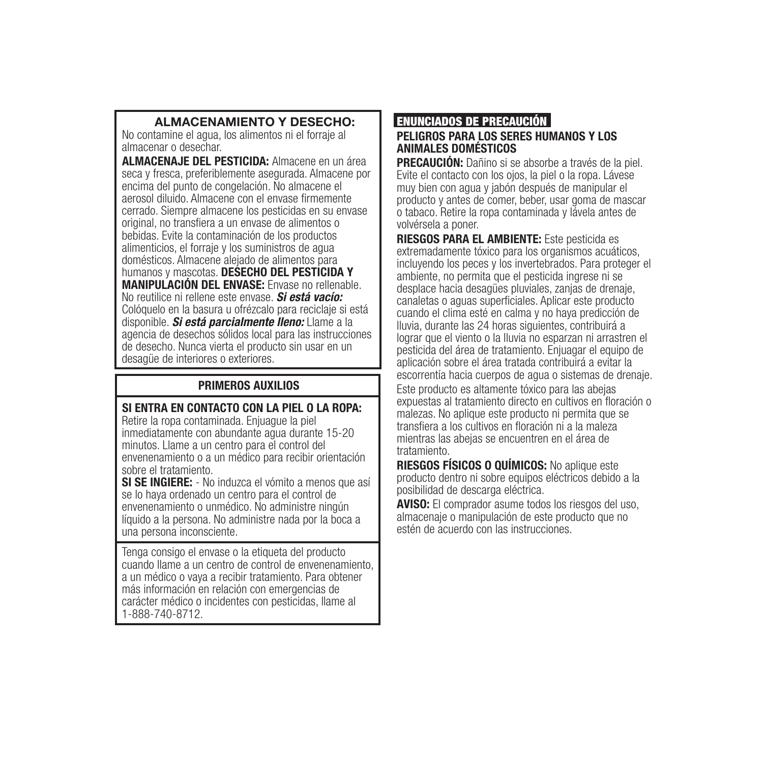## ALMACENAMIENTO Y DESECHO:

No contamine el agua, los alimentos ni el forraje al almacenar o desechar.

**ALMACENAJE DEL PESTICIDA:** Almacene en un área seca y fresca, preferiblemente asegurada. Almacene por encima del punto de congelación. No almacene el aerosol diluido. Almacene con el envase firmemente cerrado. Siempre almacene los pesticidas en su envase original, no transfiera a un envase de alimentos o bebidas. Evite la contaminación de los productos alimenticios, el forraje y los suministros de agua domésticos. Almacene alejado de alimentos para humanos y mascotas. **DESECHO DEL PESTICIDA Y MANIPULACIÓN DEL ENVASE:** Envase no rellenable. No reutilice ni rellene este envase. ***Si está vacío:*** Colóquelo en la basura u ofrézcalo para reciclaje si está disponible. ***Si está parcialmente lleno:*** Llame a la agencia de desechos sólidos local para las instrucciones de desecho. Nunca vierta el producto sin usar en un desagüe de interiores o exteriores.

## PRIMEROS AUXILIOS

**SI ENTRA EN CONTACTO CON LA PIEL O LA ROPA:** Retire la ropa contaminada. Enjuague la piel inmediatamente con abundante agua durante 15-20 minutos. Llame a un centro para el control del envenenamiento o a un médico para recibir orientación sobre el tratamiento.

**SI SE INGIERE:** - No induzca el vómito a menos que así se lo haya ordenado un centro para el control de envenenamiento o unmédico. No administre ningún líquido a la persona. No administre nada por la boca a una persona inconsciente.

Tenga consigo el envase o la etiqueta del producto cuando llame a un centro de control de envenenamiento, a un médico o vaya a recibir tratamiento. Para obtener más información en relación con emergencias de carácter médico o incidentes con pesticidas, llame al 1-888-740-8712.

## ENUNCIADOS DE PRECAUCIÓN

### PELIGROS PARA LOS SERES HUMANOS Y LOS ANIMALES DOMÉSTICOS

**PRECAUCIÓN:** Dañino si se absorbe a través de la piel. Evite el contacto con los ojos, la piel o la ropa. Lávese muy bien con agua y jabón después de manipular el producto y antes de comer, beber, usar goma de mascar o tabaco. Retire la ropa contaminada y lávela antes de volvérsela a poner.

**RIESGOS PARA EL AMBIENTE:** Este pesticida es extremadamente tóxico para los organismos acuáticos, incluyendo los peces y los invertebrados. Para proteger el ambiente, no permita que el pesticida ingrese ni se desplace hacia desagües pluviales, zanjas de drenaje, canaletas o aguas superficiales. Aplicar este producto cuando el clima esté en calma y no haya predicción de lluvia, durante las 24 horas siguientes, contribuirá a lograr que el viento o la lluvia no esparzan ni arrastren el pesticida del área de tratamiento. Enjuagar el equipo de aplicación sobre el área tratada contribuirá a evitar la escorrentía hacia cuerpos de agua o sistemas de drenaje.

Este producto es altamente tóxico para las abejas expuestas al tratamiento directo en cultivos en floración o malezas. No aplique este producto ni permita que se transfiera a los cultivos en floración ni a la maleza mientras las abejas se encuentren en el área de tratamiento.

**RIESGOS FÍSICOS O QUÍMICOS:** No aplique este producto dentro ni sobre equipos eléctricos debido a la posibilidad de descarga eléctrica.

**AVISO:** El comprador asume todos los riesgos del uso, almacenaje o manipulación de este producto que no estén de acuerdo con las instrucciones.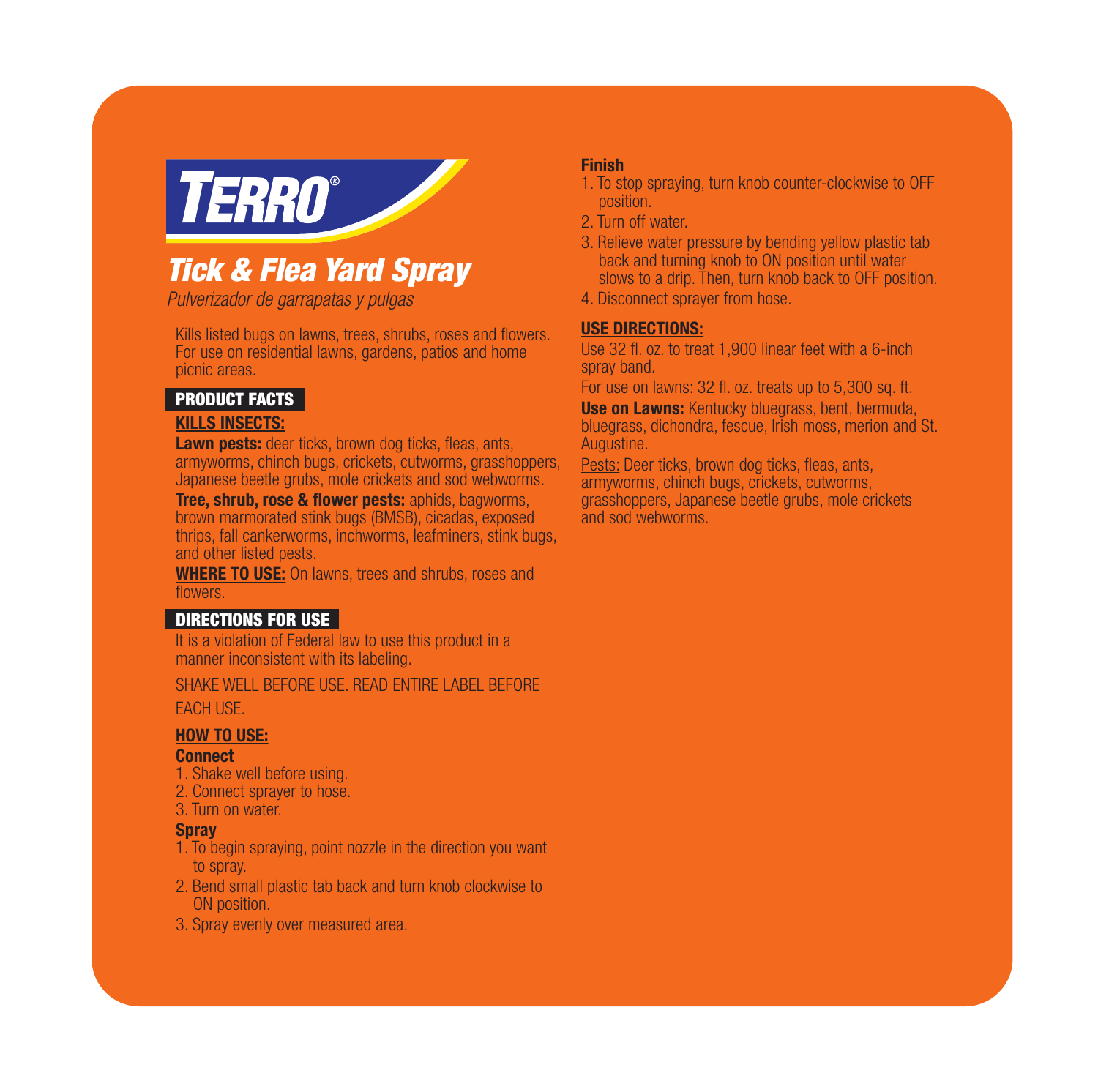# TERRO®

## *Tick & Flea Yard Spray*

*Pulverizador de garrapatas y pulgas*

Kills listed bugs on lawns, trees, shrubs, roses and flowers. For use on residential lawns, gardens, patios and home picnic areas.

### PRODUCT FACTS

**KILLS INSECTS:**

**Lawn pests:** deer ticks, brown dog ticks, fleas, ants, armyworms, chinch bugs, crickets, cutworms, grasshoppers, Japanese beetle grubs, mole crickets and sod webworms.

**Tree, shrub, rose & flower pests:** aphids, bagworms, brown marmorated stink bugs (BMSB), cicadas, exposed thrips, fall cankerworms, inchworms, leafminers, stink bugs, and other listed pests.

**WHERE TO USE:** On lawns, trees and shrubs, roses and flowers.

### DIRECTIONS FOR USE

It is a violation of Federal law to use this product in a manner inconsistent with its labeling.

SHAKE WELL BEFORE USE. READ ENTIRE LABEL BEFORE EACH USE.

**HOW TO USE:**

**Connect**

1. Shake well before using.
2. Connect sprayer to hose.
3. Turn on water.

**Spray**

1. To begin spraying, point nozzle in the direction you want to spray.
2. Bend small plastic tab back and turn knob clockwise to ON position.
3. Spray evenly over measured area.

**Finish**

1. To stop spraying, turn knob counter-clockwise to OFF position.
2. Turn off water.
3. Relieve water pressure by bending yellow plastic tab back and turning knob to ON position until water slows to a drip. Then, turn knob back to OFF position.
4. Disconnect sprayer from hose.

**USE DIRECTIONS:**

Use 32 fl. oz. to treat 1,900 linear feet with a 6-inch spray band.

For use on lawns: 32 fl. oz. treats up to 5,300 sq. ft.

**Use on Lawns:** Kentucky bluegrass, bent, bermuda, bluegrass, dichondra, fescue, Irish moss, merion and St. Augustine.

Pests: Deer ticks, brown dog ticks, fleas, ants, armyworms, chinch bugs, crickets, cutworms, grasshoppers, Japanese beetle grubs, mole crickets and sod webworms.